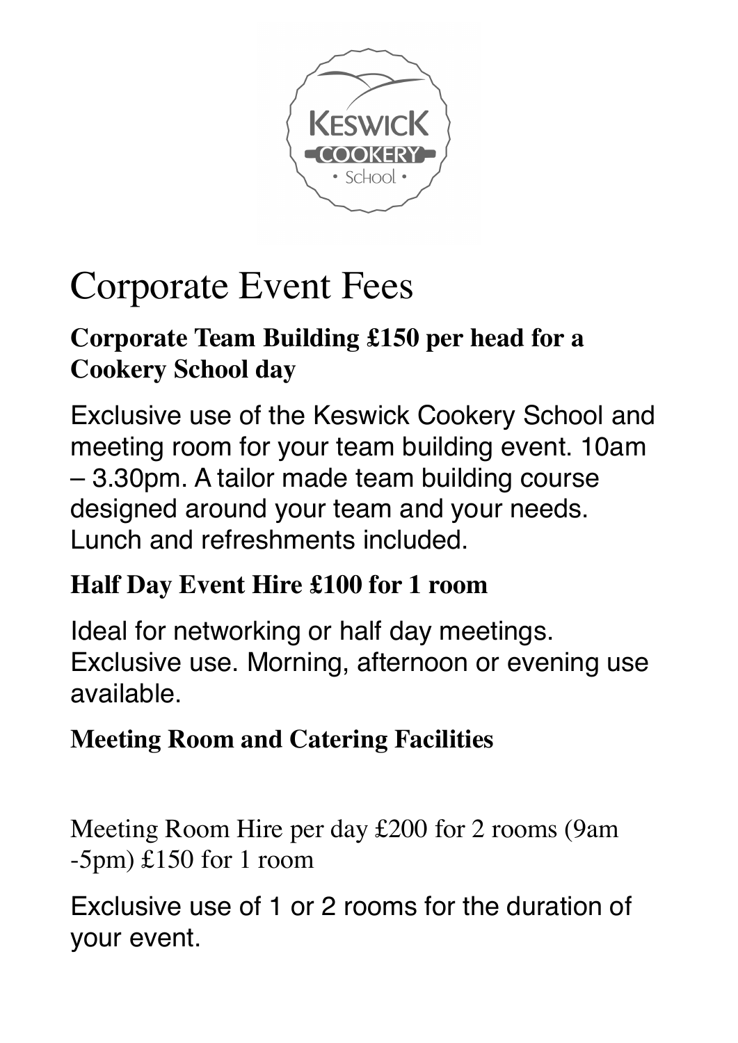# Corporate Event Fees

**Corporate Team Building £150 per head for a Cookery School day**

Exclusive use of the Keswick Cookery School and meeting room for your team building event. 10am – 3.30pm. A tailor made team building course designed around your team and your needs. Lunch and refreshments included.

**Half Day Event Hire £100 for 1 room**

Ideal for networking or half day meetings. Exclusive use. Morning, afternoon or evening use available.

**Meeting Room and Catering Facilities**

Meeting Room Hire per day £200 for 2 rooms (9am -5pm) £150 for 1 room

Exclusive use of 1 or 2 rooms for the duration of your event.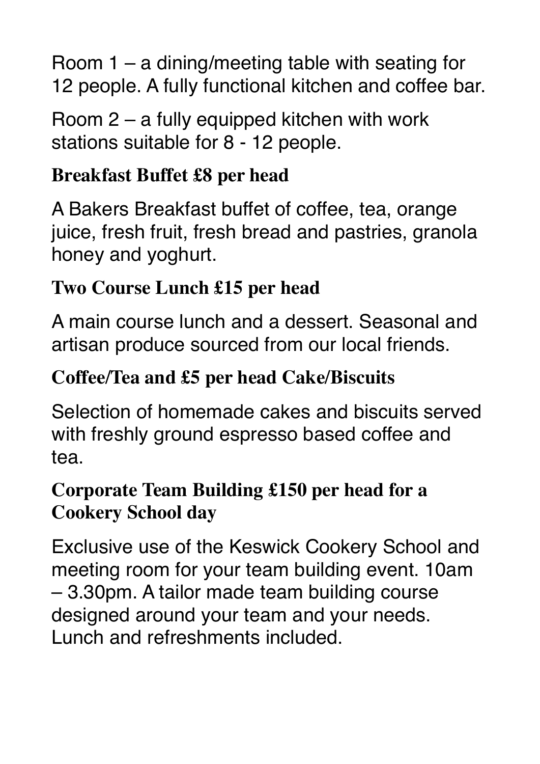Room 1 – a dining/meeting table with seating for 12 people. A fully functional kitchen and coffee bar.

Room 2 – a fully equipped kitchen with work stations suitable for 8 - 12 people.

### Breakfast Buffet £8 per head

A Bakers Breakfast buffet of coffee, tea, orange juice, fresh fruit, fresh bread and pastries, granola honey and yoghurt.

### Two Course Lunch £15 per head

A main course lunch and a dessert. Seasonal and artisan produce sourced from our local friends.

### Coffee/Tea and £5 per head Cake/Biscuits

Selection of homemade cakes and biscuits served with freshly ground espresso based coffee and tea.

### Corporate Team Building £150 per head for a Cookery School day

Exclusive use of the Keswick Cookery School and meeting room for your team building event. 10am – 3.30pm. A tailor made team building course designed around your team and your needs. Lunch and refreshments included.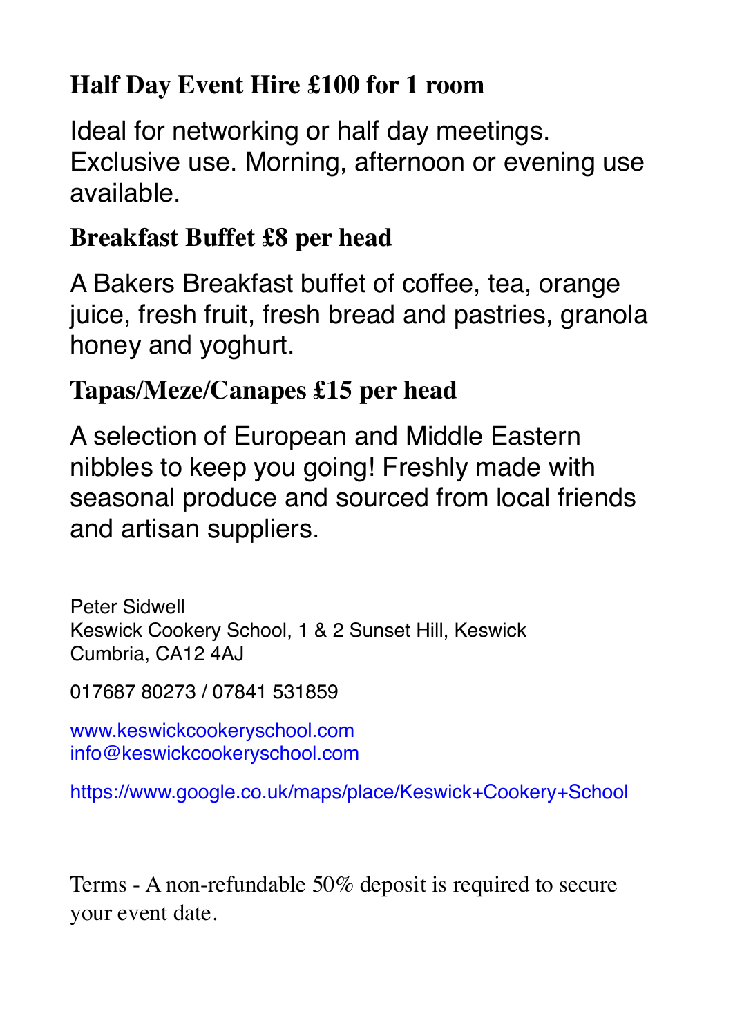**Half Day Event Hire £100 for 1 room**

Ideal for networking or half day meetings. Exclusive use. Morning, afternoon or evening use available.

**Breakfast Buffet £8 per head**

A Bakers Breakfast buffet of coffee, tea, orange juice, fresh fruit, fresh bread and pastries, granola honey and yoghurt.

**Tapas/Meze/Canapes £15 per head**

A selection of European and Middle Eastern nibbles to keep you going! Freshly made with seasonal produce and sourced from local friends and artisan suppliers.

Peter Sidwell
Keswick Cookery School, 1 & 2 Sunset Hill, Keswick
Cumbria, CA12 4AJ

017687 80273 / 07841 531859

www.keswickcookeryschool.com
info@keswickcookeryschool.com

https://www.google.co.uk/maps/place/Keswick+Cookery+School

Terms - A non-refundable 50% deposit is required to secure your event date.